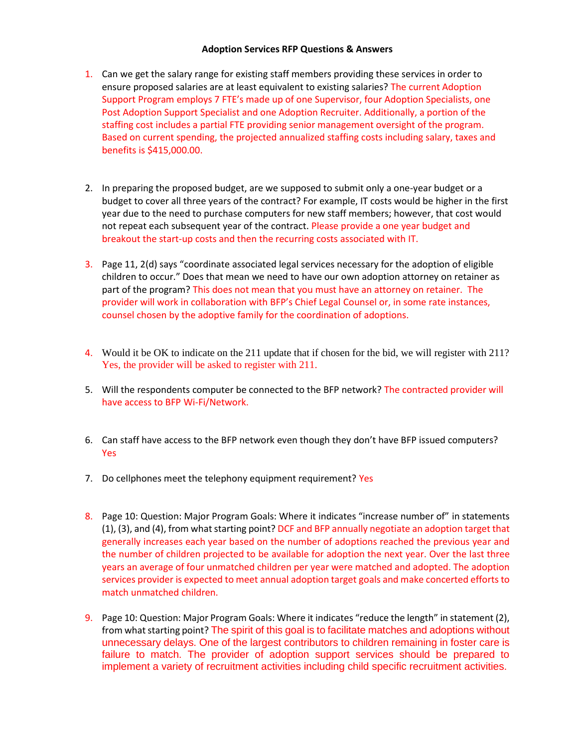**Adoption Services RFP Questions & Answers**

1. Can we get the salary range for existing staff members providing these services in order to ensure proposed salaries are at least equivalent to existing salaries? The current Adoption Support Program employs 7 FTE's made up of one Supervisor, four Adoption Specialists, one Post Adoption Support Specialist and one Adoption Recruiter. Additionally, a portion of the staffing cost includes a partial FTE providing senior management oversight of the program. Based on current spending, the projected annualized staffing costs including salary, taxes and benefits is $415,000.00.

2. In preparing the proposed budget, are we supposed to submit only a one-year budget or a budget to cover all three years of the contract? For example, IT costs would be higher in the first year due to the need to purchase computers for new staff members; however, that cost would not repeat each subsequent year of the contract. Please provide a one year budget and breakout the start-up costs and then the recurring costs associated with IT.

3. Page 11, 2(d) says "coordinate associated legal services necessary for the adoption of eligible children to occur." Does that mean we need to have our own adoption attorney on retainer as part of the program? This does not mean that you must have an attorney on retainer. The provider will work in collaboration with BFP's Chief Legal Counsel or, in some rate instances, counsel chosen by the adoptive family for the coordination of adoptions.

4. Would it be OK to indicate on the 211 update that if chosen for the bid, we will register with 211? Yes, the provider will be asked to register with 211.

5. Will the respondents computer be connected to the BFP network? The contracted provider will have access to BFP Wi-Fi/Network.

6. Can staff have access to the BFP network even though they don't have BFP issued computers? Yes

7. Do cellphones meet the telephony equipment requirement? Yes

8. Page 10: Question: Major Program Goals: Where it indicates "increase number of" in statements (1), (3), and (4), from what starting point? DCF and BFP annually negotiate an adoption target that generally increases each year based on the number of adoptions reached the previous year and the number of children projected to be available for adoption the next year. Over the last three years an average of four unmatched children per year were matched and adopted. The adoption services provider is expected to meet annual adoption target goals and make concerted efforts to match unmatched children.

9. Page 10: Question: Major Program Goals: Where it indicates "reduce the length" in statement (2), from what starting point? The spirit of this goal is to facilitate matches and adoptions without unnecessary delays. One of the largest contributors to children remaining in foster care is failure to match. The provider of adoption support services should be prepared to implement a variety of recruitment activities including child specific recruitment activities.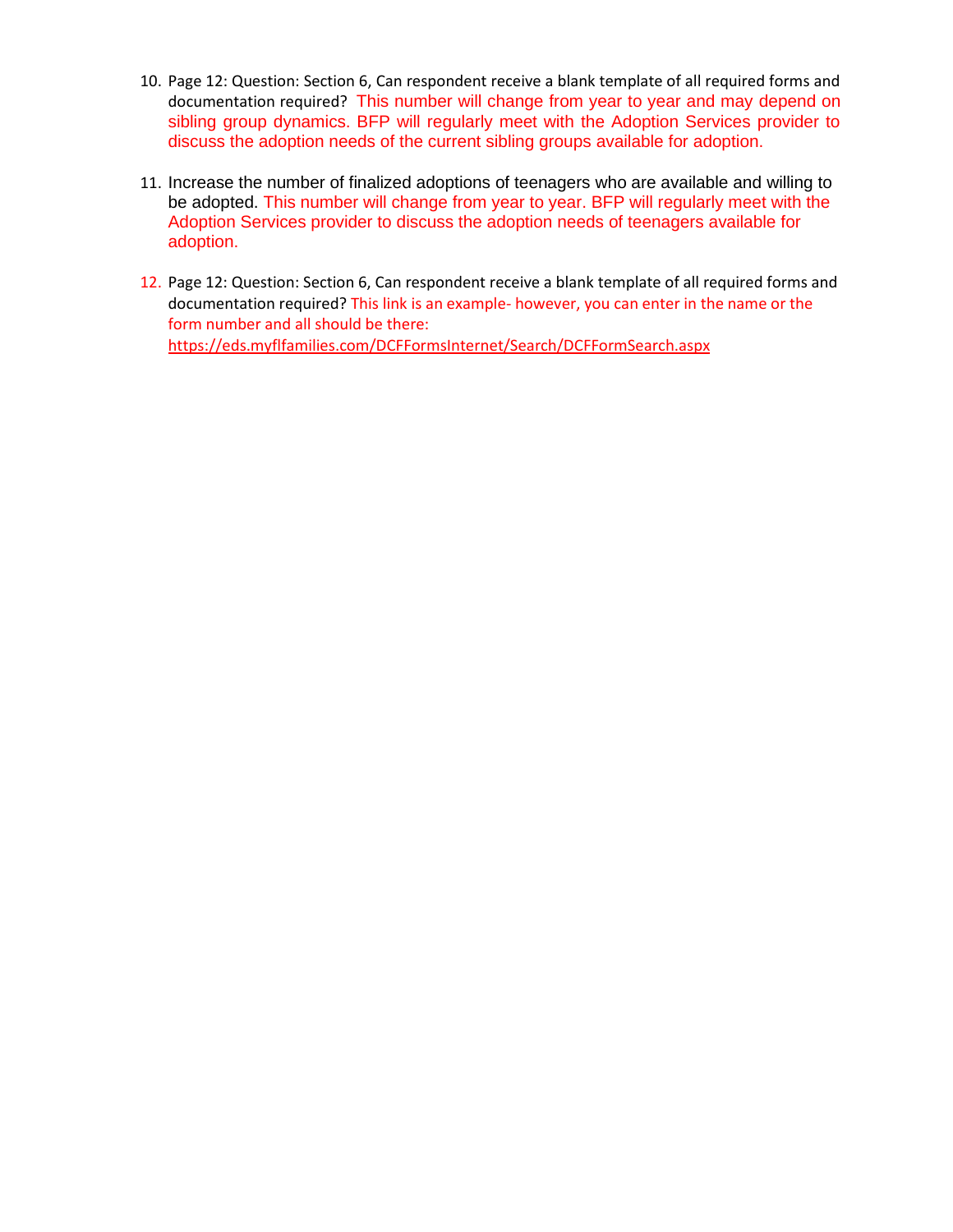10. Page 12: Question: Section 6, Can respondent receive a blank template of all required forms and documentation required? This number will change from year to year and may depend on sibling group dynamics. BFP will regularly meet with the Adoption Services provider to discuss the adoption needs of the current sibling groups available for adoption.

11. Increase the number of finalized adoptions of teenagers who are available and willing to be adopted. This number will change from year to year. BFP will regularly meet with the Adoption Services provider to discuss the adoption needs of teenagers available for adoption.

12. Page 12: Question: Section 6, Can respondent receive a blank template of all required forms and documentation required? This link is an example- however, you can enter in the name or the form number and all should be there: https://eds.myflfamilies.com/DCFFormsInternet/Search/DCFFormSearch.aspx